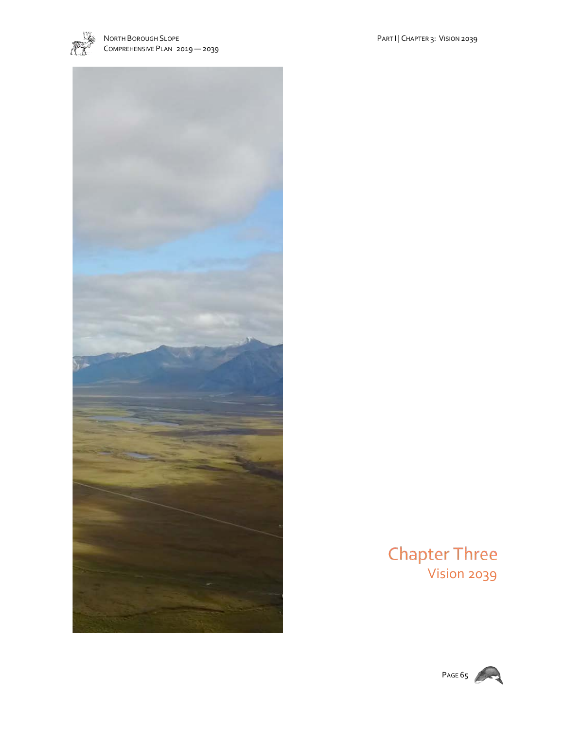# Chapter Three

## Vision 2039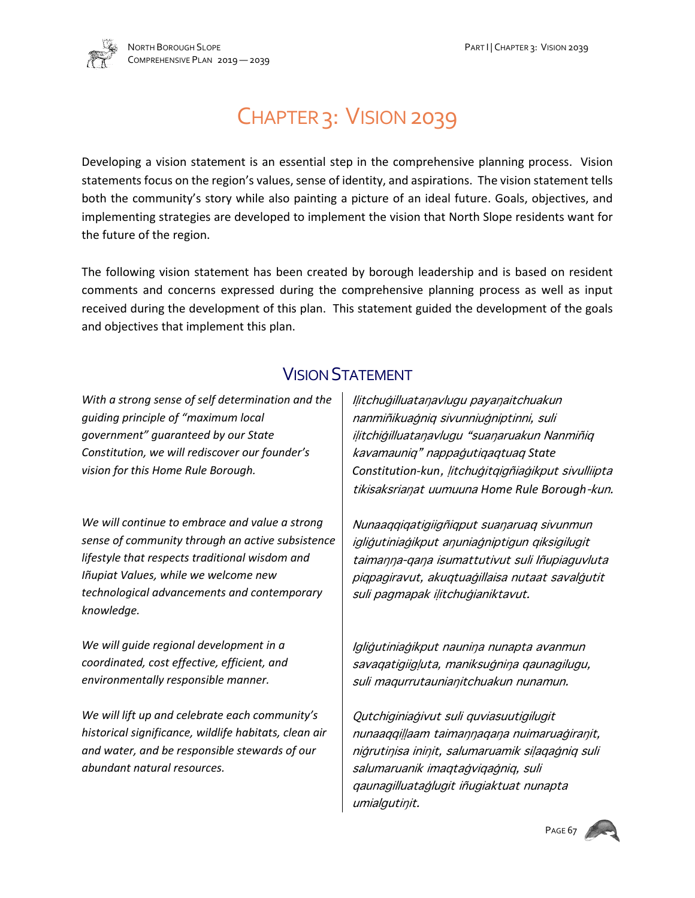# Chapter 3: Vision 2039

Developing a vision statement is an essential step in the comprehensive planning process. Vision statements focus on the region's values, sense of identity, and aspirations. The vision statement tells both the community's story while also painting a picture of an ideal future. Goals, objectives, and implementing strategies are developed to implement the vision that North Slope residents want for the future of the region.

The following vision statement has been created by borough leadership and is based on resident comments and concerns expressed during the comprehensive planning process as well as input received during the development of this plan. This statement guided the development of the goals and objectives that implement this plan.

## Vision Statement

*With a strong sense of self determination and the guiding principle of "maximum local government" guaranteed by our State Constitution, we will rediscover our founder's vision for this Home Rule Borough.*

*We will continue to embrace and value a strong sense of community through an active subsistence lifestyle that respects traditional wisdom and Iñupiat Values, while we welcome new technological advancements and contemporary knowledge.*

*We will guide regional development in a coordinated, cost effective, efficient, and environmentally responsible manner.*

*We will lift up and celebrate each community's historical significance, wildlife habitats, clean air and water, and be responsible stewards of our abundant natural resources.*

*Iḷitchuġilluataŋavlugu payaŋaitchuakun nanmiñikuaġniq sivunniuġniptinni, suli iḷitchiġilluataŋavlugu "suaŋaruakun Nanmiñiq kavamauniq" nappaġutiqaqtuaq State Constitution-kun, Iḷitchuġitqigñiaġikput sivulliipta tikisaksriaŋat uumuuna Home Rule Borough-kun.*

*Nunaaqqiqatigiigñiqput suaŋaruaq sivunmun igliġutiniaġikput aŋuniaġniptigun qiksigilugit taimaŋŋa-qaŋa isumattutivut suli Iñupiaguvluta piqpagiravut, akuqtuaġillaisa nutaat savalġutit suli pagmapak iḷitchuġianiktavut.*

*Igliġutiniaġikput nauniŋa nunapta avanmun savaqatigiigḷuta, maniksuġniŋa qaunagilugu, suli maqurrutauniaŋitchuakun nunamun.*

*Qutchiginiaġivut suli quviasuutigilugit nunaaqqiḷḷaam taimaŋŋaqaŋa nuimaruaġiraŋit, niġrutiŋisa iniŋit, salumaruamik siḷaqaġniq suli salumaruanik imaqtaġviqaġniq, suli qaunagilluataġlugit iñugiaktuat nunapta umialgutiŋit.*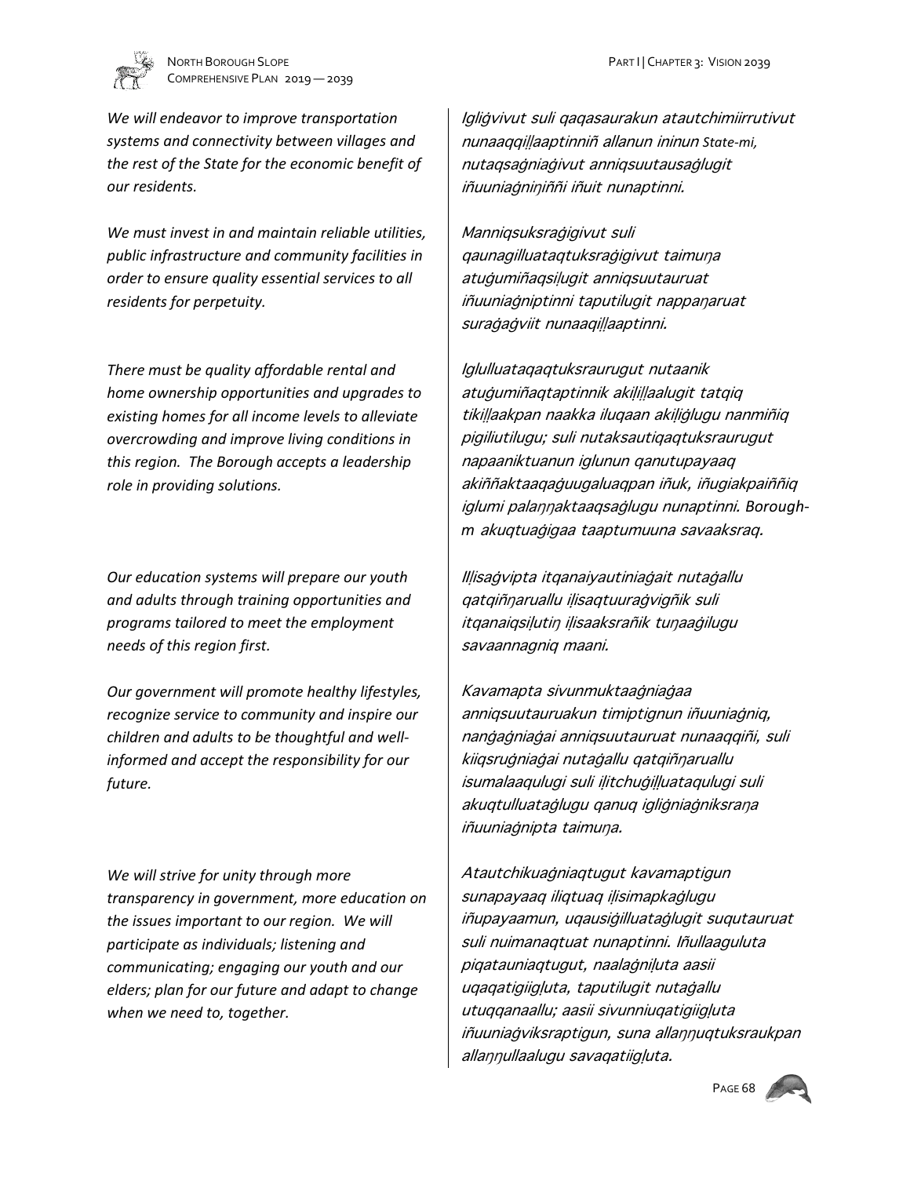*We will endeavor to improve transportation systems and connectivity between villages and the rest of the State for the economic benefit of our residents.*

*Igliġvivut suli qaqasaurakun atautchimiirrutivut nunaaqqiḷḷaaptinniñ allanun ininun State-mi, nutaqsaġniaġivut anniqsuutausaġlugit iñuuniaġniŋiññi iñuit nunaptinni.*

*We must invest in and maintain reliable utilities, public infrastructure and community facilities in order to ensure quality essential services to all residents for perpetuity.*

*Manniqsuksraġigivut suli qaunagilluataqtuksraġigivut taimuŋa atuġumiñaqsiḷugit anniqsuutauruat iñuuniaġniptinni taputilugit nappaŋaruat suraġaġviit nunaaqiḷḷaaptinni.*

*There must be quality affordable rental and home ownership opportunities and upgrades to existing homes for all income levels to alleviate overcrowding and improve living conditions in this region. The Borough accepts a leadership role in providing solutions.*

*Iglulluataqaqtuksraurugut nutaanik atuġumiñaqtaptinnik akiḷiḷḷaalugit tatqiq tikiḷḷaakpan naakka iluqaan akiḷiġlugu nanmiñiq pigiliutilugu; suli nutaksautiqaqtuksraurugut napaaniktuanun iglunun qanutupayaaq akiññaktaaqaġuugaluaqpan iñuk, iñugiakpaiññiq iglumi palaŋŋaktaaqsaġlugu nunaptinni. Borough-m akuqtuaġigaa taaptumuuna savaaksraq.*

*Iḷisaġvipta itqanaiyautiniaġait nutaġallu qatqiññaruallu iḷisaqtuuraġvigñik suli itqanaiqsiḷutiŋ iḷisaaksrañik tuŋaaġilugu savaannagniq maani.*

*Our education systems will prepare our youth and adults through training opportunities and programs tailored to meet the employment needs of this region first.*

*Our government will promote healthy lifestyles, recognize service to community and inspire our children and adults to be thoughtful and well-informed and accept the responsibility for our future.*

*Kavamapta sivunmuktaaġniaġaa anniqsuutauruakun timiptignun iñuuniaġniq, nanġaġniaġai anniqsuutauruat nunaaqqiñi, suli kiiqsruġniaġai nutaġallu qatqiññaruallu isumalaaqulugi suli iḷitchuġiḷḷuataqulugi suli akuqtulluataġlugu qanuq igliġniaġniksraŋa iñuuniaġnipta taimuŋa.*

*We will strive for unity through more transparency in government, more education on the issues important to our region. We will participate as individuals; listening and communicating; engaging our youth and our elders; plan for our future and adapt to change when we need to, together.*

*Atautchikuaġniaqtugut kavamaptigun sunapayaaq iliqtuaq iḷisimapkaġlugu iñupayaamun, uqausiġilluataġlugit suqutauruat suli nuimanaqtuat nunaptinni. Iñullaaguluta piqatauniaqtugut, naalaġniḷuta aasii uqaqatigiigḷuta, taputilugit nutaġallu utuqqanaallu; aasii sivunniuqatigiigḷuta iñuuniaġviksraptigun, suna allaŋŋuqtuksraukpan allaŋŋullaalugu savaqatiigḷuta.*